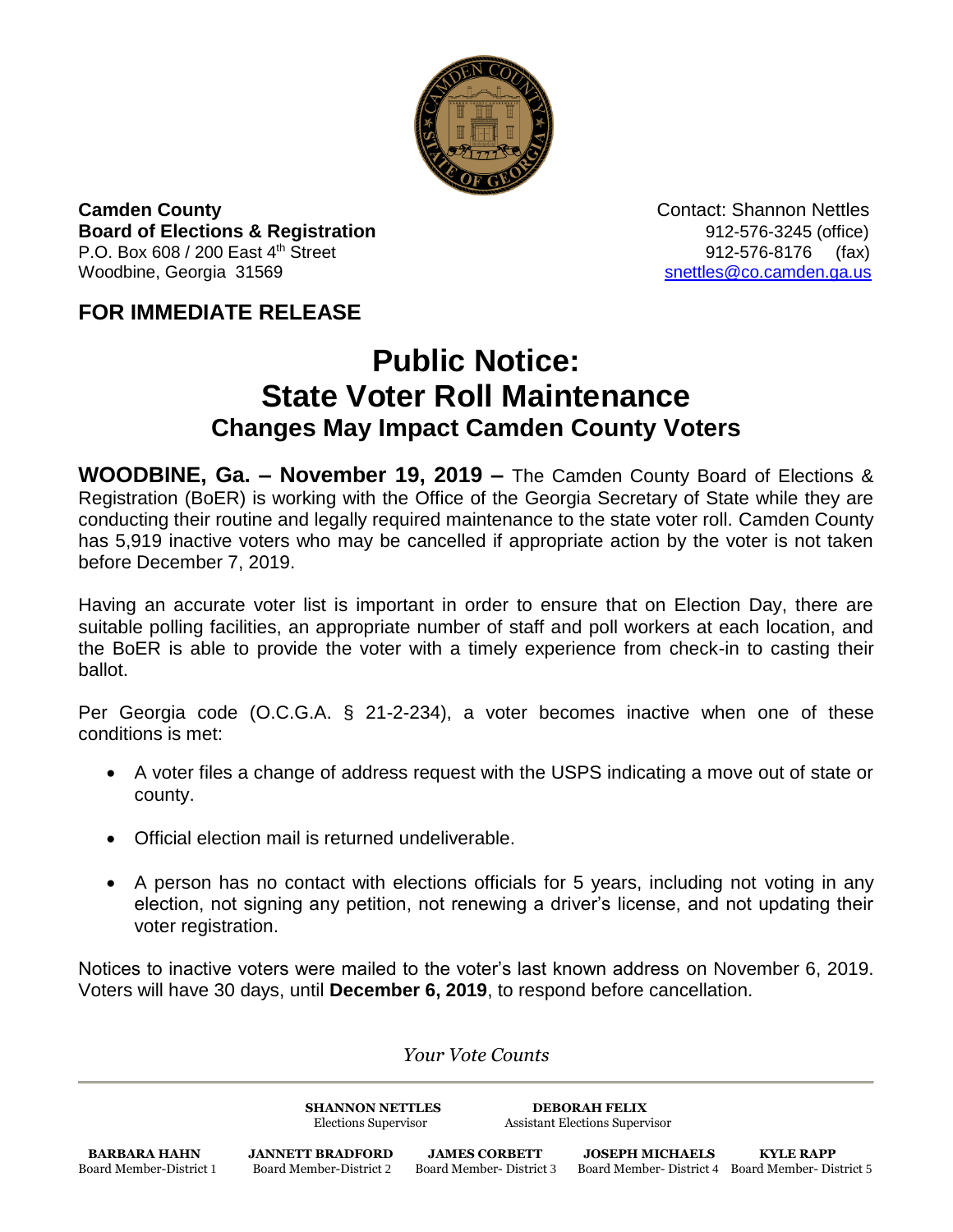**Camden County**
**Board of Elections & Registration**
P.O. Box 608 / 200 East 4th Street
Woodbine, Georgia 31569

Contact: Shannon Nettles
912-576-3245 (office)
912-576-8176 (fax)
snettles@co.camden.ga.us

## FOR IMMEDIATE RELEASE

# Public Notice: State Voter Roll Maintenance

## Changes May Impact Camden County Voters

**WOODBINE, Ga. – November 19, 2019 –** The Camden County Board of Elections & Registration (BoER) is working with the Office of the Georgia Secretary of State while they are conducting their routine and legally required maintenance to the state voter roll. Camden County has 5,919 inactive voters who may be cancelled if appropriate action by the voter is not taken before December 7, 2019.

Having an accurate voter list is important in order to ensure that on Election Day, there are suitable polling facilities, an appropriate number of staff and poll workers at each location, and the BoER is able to provide the voter with a timely experience from check-in to casting their ballot.

Per Georgia code (O.C.G.A. § 21-2-234), a voter becomes inactive when one of these conditions is met:

- A voter files a change of address request with the USPS indicating a move out of state or county.
- Official election mail is returned undeliverable.
- A person has no contact with elections officials for 5 years, including not voting in any election, not signing any petition, not renewing a driver's license, and not updating their voter registration.

Notices to inactive voters were mailed to the voter's last known address on November 6, 2019. Voters will have 30 days, until **December 6, 2019**, to respond before cancellation.

*Your Vote Counts*

---

**SHANNON NETTLES**
Elections Supervisor

**DEBORAH FELIX**
Assistant Elections Supervisor

**BARBARA HAHN**
Board Member-District 1

**JANNETT BRADFORD**
Board Member-District 2

**JAMES CORBETT**
Board Member- District 3

**JOSEPH MICHAELS**
Board Member- District 4

**KYLE RAPP**
Board Member- District 5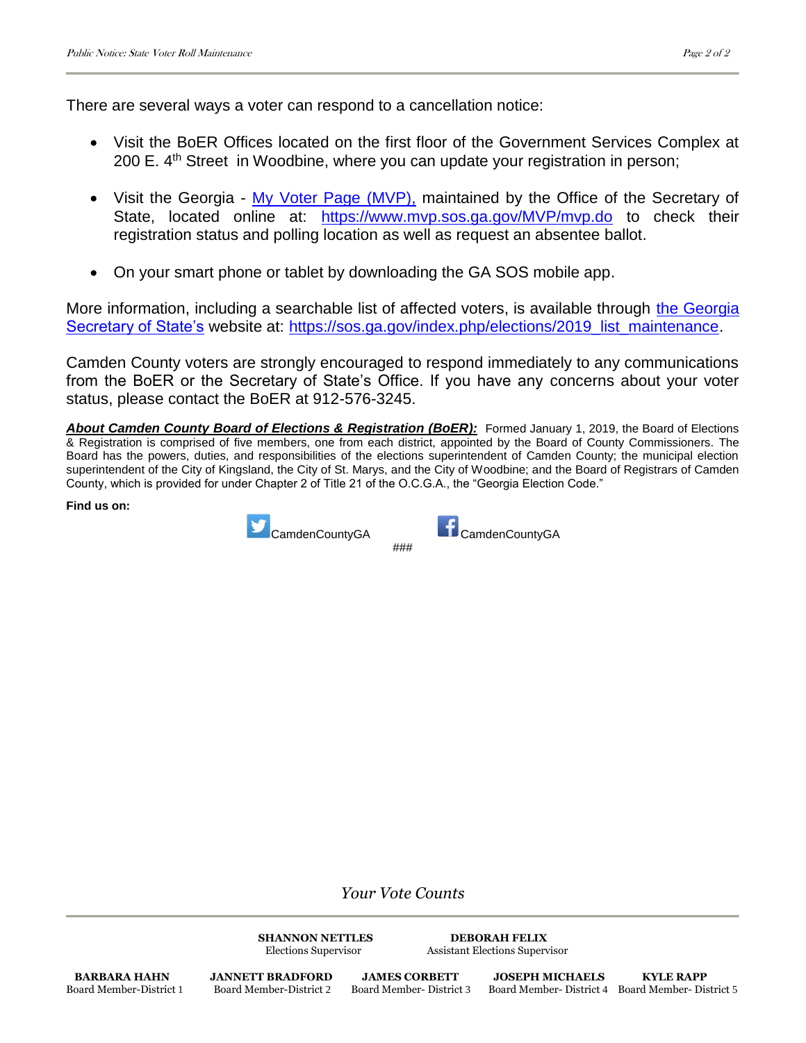There are several ways a voter can respond to a cancellation notice:

- Visit the BoER Offices located on the first floor of the Government Services Complex at 200 E. 4th Street in Woodbine, where you can update your registration in person;
- Visit the Georgia - My Voter Page (MVP), maintained by the Office of the Secretary of State, located online at: https://www.mvp.sos.ga.gov/MVP/mvp.do to check their registration status and polling location as well as request an absentee ballot.
- On your smart phone or tablet by downloading the GA SOS mobile app.

More information, including a searchable list of affected voters, is available through the Georgia Secretary of State's website at: https://sos.ga.gov/index.php/elections/2019_list_maintenance.

Camden County voters are strongly encouraged to respond immediately to any communications from the BoER or the Secretary of State's Office. If you have any concerns about your voter status, please contact the BoER at 912-576-3245.

***About Camden County Board of Elections & Registration (BoER):*** Formed January 1, 2019, the Board of Elections & Registration is comprised of five members, one from each district, appointed by the Board of County Commissioners. The Board has the powers, duties, and responsibilities of the elections superintendent of Camden County; the municipal election superintendent of the City of Kingsland, the City of St. Marys, and the City of Woodbine; and the Board of Registrars of Camden County, which is provided for under Chapter 2 of Title 21 of the O.C.G.A., the "Georgia Election Code."

**Find us on:**

CamdenCountyGA CamdenCountyGA

###

*Your Vote Counts*

**SHANNON NETTLES**
Elections Supervisor

**DEBORAH FELIX**
Assistant Elections Supervisor

**BARBARA HAHN**
Board Member-District 1

**JANNETT BRADFORD**
Board Member-District 2

**JAMES CORBETT**
Board Member- District 3

**JOSEPH MICHAELS**
Board Member- District 4

**KYLE RAPP**
Board Member- District 5